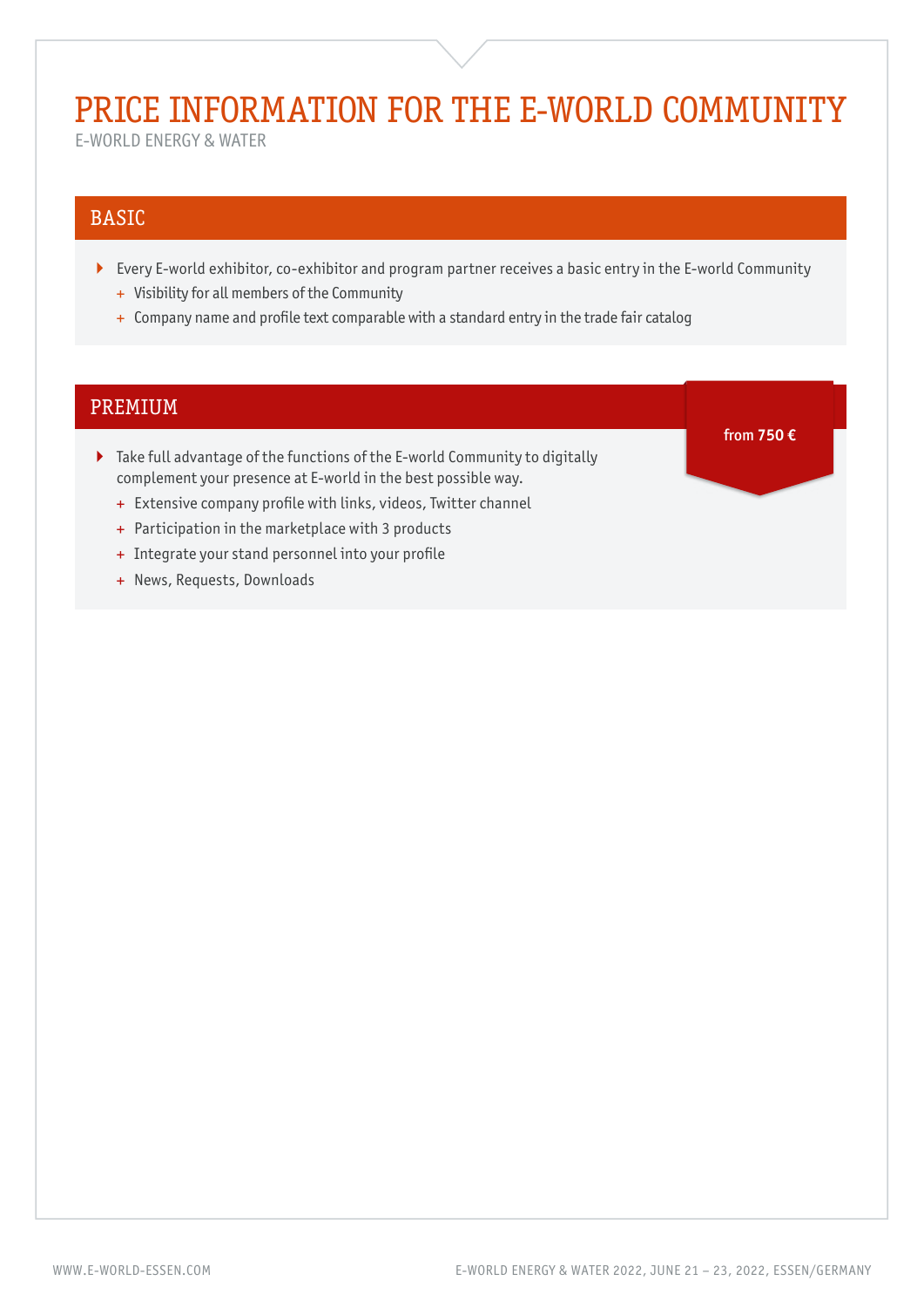# PRICE INFORMATION FOR THE E-WORLD COMMUNITY

E-WORLD ENERGY & WATER

## BASIC

- Every E-world exhibitor, co-exhibitor and program partner receives a basic entry in the E-world Community
  - + Visibility for all members of the Community
  - + Company name and profile text comparable with a standard entry in the trade fair catalog

## PREMIUM

**from 750 €**

- Take full advantage of the functions of the E-world Community to digitally complement your presence at E-world in the best possible way.
  - + Extensive company profile with links, videos, Twitter channel
  - + Participation in the marketplace with 3 products
  - + Integrate your stand personnel into your profile
  - + News, Requests, Downloads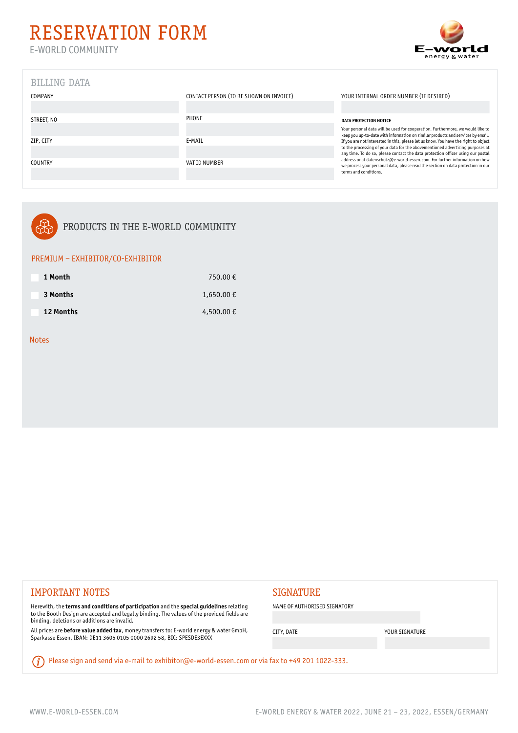# RESERVATION FORM

E-WORLD COMMUNITY

## BILLING DATA

| COMPANY | CONTACT PERSON (TO BE SHOWN ON INVOICE) | YOUR INTERNAL ORDER NUMBER (IF DESIRED) |
|---|---|---|
| | | |
| STREET, NO | PHONE | |
| | | |
| ZIP, CITY | E-MAIL | |
| | | |
| COUNTRY | VAT ID NUMBER | |
| | | |

**DATA PROTECTION NOTICE**

Your personal data will be used for cooperation. Furthermore, we would like to keep you up-to-date with information on similar products and services by email. If you are not interested in this, please let us know. You have the right to object to the processing of your data for the abovementioned advertising purposes at any time. To do so, please contact the data protection officer using our postal address or at datenschutz@e-world-essen.com. For further information on how we process your personal data, please read the section on data protection in our terms and conditions.

## PRODUCTS IN THE E-WORLD COMMUNITY

### PREMIUM – EXHIBITOR/CO-EXHIBITOR

| | Product | Price |
|---|---|---|
| ☐ | **1 Month** | 750.00 € |
| ☐ | **3 Months** | 1,650.00 € |
| ☐ | **12 Months** | 4,500.00 € |

Notes

## IMPORTANT NOTES

Herewith, the **terms and conditions of participation** and the **special guidelines** relating to the Booth Design are accepted and legally binding. The values of the provided fields are binding, deletions or additions are invalid.

All prices are **before value added tax**, money transfers to: E-world energy & water GmbH, Sparkasse Essen, IBAN: DE11 3605 0105 0000 2692 58, BIC: SPESDE3EXXX

## SIGNATURE

NAME OF AUTHORISED SIGNATORY

CITY, DATE

YOUR SIGNATURE

Please sign and send via e-mail to exhibitor@e-world-essen.com or via fax to +49 201 1022-333.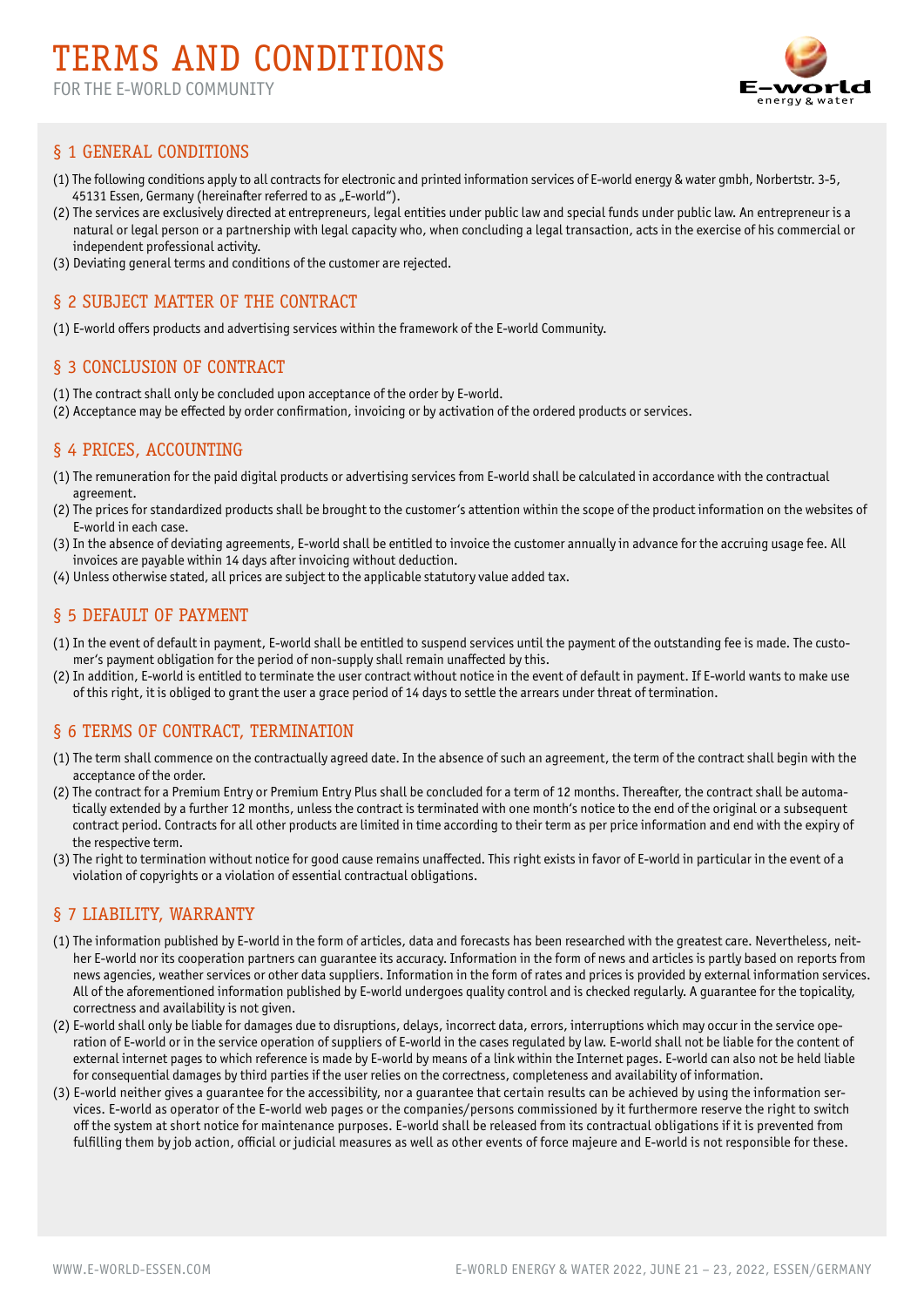# TERMS AND CONDITIONS

FOR THE E-WORLD COMMUNITY

## § 1 GENERAL CONDITIONS

(1) The following conditions apply to all contracts for electronic and printed information services of E-world energy & water gmbh, Norbertstr. 3-5, 45131 Essen, Germany (hereinafter referred to as „E-world").

(2) The services are exclusively directed at entrepreneurs, legal entities under public law and special funds under public law. An entrepreneur is a natural or legal person or a partnership with legal capacity who, when concluding a legal transaction, acts in the exercise of his commercial or independent professional activity.

(3) Deviating general terms and conditions of the customer are rejected.

## § 2 SUBJECT MATTER OF THE CONTRACT

(1) E-world offers products and advertising services within the framework of the E-world Community.

## § 3 CONCLUSION OF CONTRACT

(1) The contract shall only be concluded upon acceptance of the order by E-world.

(2) Acceptance may be effected by order confirmation, invoicing or by activation of the ordered products or services.

## § 4 PRICES, ACCOUNTING

(1) The remuneration for the paid digital products or advertising services from E-world shall be calculated in accordance with the contractual agreement.

(2) The prices for standardized products shall be brought to the customer's attention within the scope of the product information on the websites of E-world in each case.

(3) In the absence of deviating agreements, E-world shall be entitled to invoice the customer annually in advance for the accruing usage fee. All invoices are payable within 14 days after invoicing without deduction.

(4) Unless otherwise stated, all prices are subject to the applicable statutory value added tax.

## § 5 DEFAULT OF PAYMENT

(1) In the event of default in payment, E-world shall be entitled to suspend services until the payment of the outstanding fee is made. The customer's payment obligation for the period of non-supply shall remain unaffected by this.

(2) In addition, E-world is entitled to terminate the user contract without notice in the event of default in payment. If E-world wants to make use of this right, it is obliged to grant the user a grace period of 14 days to settle the arrears under threat of termination.

## § 6 TERMS OF CONTRACT, TERMINATION

(1) The term shall commence on the contractually agreed date. In the absence of such an agreement, the term of the contract shall begin with the acceptance of the order.

(2) The contract for a Premium Entry or Premium Entry Plus shall be concluded for a term of 12 months. Thereafter, the contract shall be automatically extended by a further 12 months, unless the contract is terminated with one month's notice to the end of the original or a subsequent contract period. Contracts for all other products are limited in time according to their term as per price information and end with the expiry of the respective term.

(3) The right to termination without notice for good cause remains unaffected. This right exists in favor of E-world in particular in the event of a violation of copyrights or a violation of essential contractual obligations.

## § 7 LIABILITY, WARRANTY

(1) The information published by E-world in the form of articles, data and forecasts has been researched with the greatest care. Nevertheless, neither E-world nor its cooperation partners can guarantee its accuracy. Information in the form of news and articles is partly based on reports from news agencies, weather services or other data suppliers. Information in the form of rates and prices is provided by external information services. All of the aforementioned information published by E-world undergoes quality control and is checked regularly. A guarantee for the topicality, correctness and availability is not given.

(2) E-world shall only be liable for damages due to disruptions, delays, incorrect data, errors, interruptions which may occur in the service operation of E-world or in the service operation of suppliers of E-world in the cases regulated by law. E-world shall not be liable for the content of external internet pages to which reference is made by E-world by means of a link within the Internet pages. E-world can also not be held liable for consequential damages by third parties if the user relies on the correctness, completeness and availability of information.

(3) E-world neither gives a guarantee for the accessibility, nor a guarantee that certain results can be achieved by using the information services. E-world as operator of the E-world web pages or the companies/persons commissioned by it furthermore reserve the right to switch off the system at short notice for maintenance purposes. E-world shall be released from its contractual obligations if it is prevented from fulfilling them by job action, official or judicial measures as well as other events of force majeure and E-world is not responsible for these.